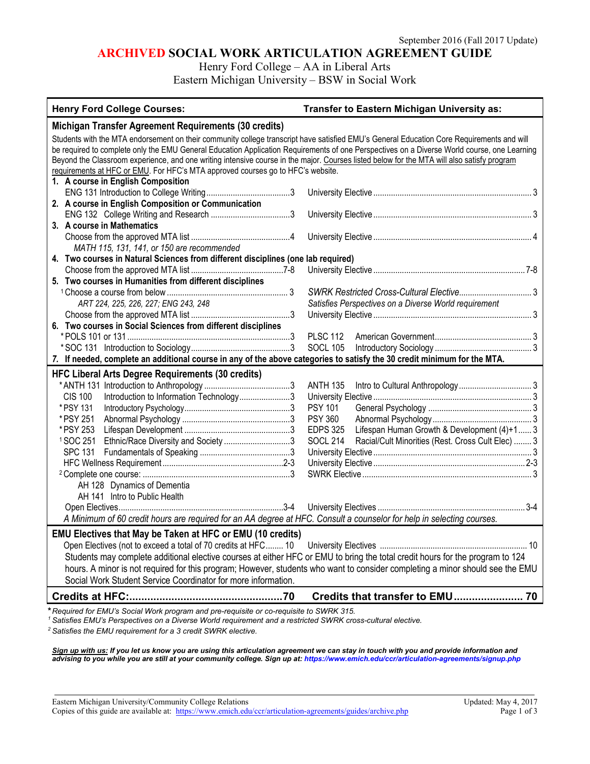September 2016 (Fall 2017 Update)

# ARCHIVED SOCIAL WORK ARTICULATION AGREEMENT GUIDE

Henry Ford College – AA in Liberal Arts
Eastern Michigan University – BSW in Social Work

| Henry Ford College Courses: | | Transfer to Eastern Michigan University as: | |
|---|---|---|---|
| **Michigan Transfer Agreement Requirements (30 credits)** | | | |
| Students with the MTA endorsement on their community college transcript have satisfied EMU's General Education Core Requirements and will be required to complete only the EMU General Education Application Requirements of one Perspectives on a Diverse World course, one Learning Beyond the Classroom experience, and one writing intensive course in the major. Courses listed below for the MTA will also satisfy program requirements at HFC or EMU. For HFC's MTA approved courses go to HFC's website. | | | |
| **1. A course in English Composition** | | | |
| ENG 131 Introduction to College Writing | 3 | University Elective | 3 |
| **2. A course in English Composition or Communication** | | | |
| ENG 132 College Writing and Research | 3 | University Elective | 3 |
| **3. A course in Mathematics** | | | |
| Choose from the approved MTA list | 4 | University Elective | 4 |
| *MATH 115, 131, 141, or 150 are recommended* | | | |
| **4. Two courses in Natural Sciences from different disciplines (one lab required)** | | | |
| Choose from the approved MTA list | 7-8 | University Elective | 7-8 |
| **5. Two courses in Humanities from different disciplines** | | | |
| [1] Choose a course from below | 3 | *SWRK Restricted Cross-Cultural Elective* | 3 |
| *ART 224, 225, 226, 227; ENG 243, 248* | | *Satisfies Perspectives on a Diverse World requirement* | |
| Choose from the approved MTA list | 3 | University Elective | 3 |
| **6. Two courses in Social Sciences from different disciplines** | | | |
| *POLS 101 or 131 | 3 | PLSC 112 American Government | 3 |
| *SOC 131 Introduction to Sociology | 3 | SOCL 105 Introductory Sociology | 3 |
| **7. If needed, complete an additional course in any of the above categories to satisfy the 30 credit minimum for the MTA.** | | | |
| **HFC Liberal Arts Degree Requirements (30 credits)** | | | |
| *ANTH 131 Introduction to Anthropology | 3 | ANTH 135 Intro to Cultural Anthropology | 3 |
| CIS 100 Introduction to Information Technology | 3 | University Elective | 3 |
| *PSY 131 Introductory Psychology | 3 | PSY 101 General Psychology | 3 |
| *PSY 251 Abnormal Psychology | 3 | PSY 360 Abnormal Psychology | 3 |
| *PSY 253 Lifespan Development | 3 | EDPS 325 Lifespan Human Growth & Development (4)+1 | 3 |
| [1] SOC 251 Ethnic/Race Diversity and Society | 3 | SOCL 214 Racial/Cult Minorities (Rest. Cross Cult Elec) | 3 |
| SPC 131 Fundamentals of Speaking | 3 | University Elective | 3 |
| HFC Wellness Requirement | 2-3 | University Elective | 2-3 |
| [2] Complete one course: | 3 | SWRK Elective | 3 |
| AH 128 Dynamics of Dementia | | | |
| AH 141 Intro to Public Health | | | |
| Open Electives | 3-4 | University Electives | 3-4 |
| *A Minimum of 60 credit hours are required for an AA degree at HFC. Consult a counselor for help in selecting courses.* | | | |
| **EMU Electives that May be Taken at HFC or EMU (10 credits)** | | | |
| Open Electives (not to exceed a total of 70 credits at HFC | 10 | University Electives | 10 |
| Students may complete additional elective courses at either HFC or EMU to bring the total credit hours for the program to 124 hours. A minor is not required for this program; However, students who want to consider completing a minor should see the EMU Social Work Student Service Coordinator for more information. | | | |
| **Credits at HFC:** | **70** | **Credits that transfer to EMU** | **70** |

*\* Required for EMU's Social Work program and pre-requisite or co-requisite to SWRK 315.*

*[1] Satisfies EMU's Perspectives on a Diverse World requirement and a restricted SWRK cross-cultural elective.*

*[2] Satisfies the EMU requirement for a 3 credit SWRK elective.*

***Sign up with us:** If you let us know you are using this articulation agreement we can stay in touch with you and provide information and advising to you while you are still at your community college. Sign up at: https://www.emich.edu/ccr/articulation-agreements/signup.php*

Eastern Michigan University/Community College Relations
Copies of this guide are available at: https://www.emich.edu/ccr/articulation-agreements/guides/archive.php

Updated: May 4, 2017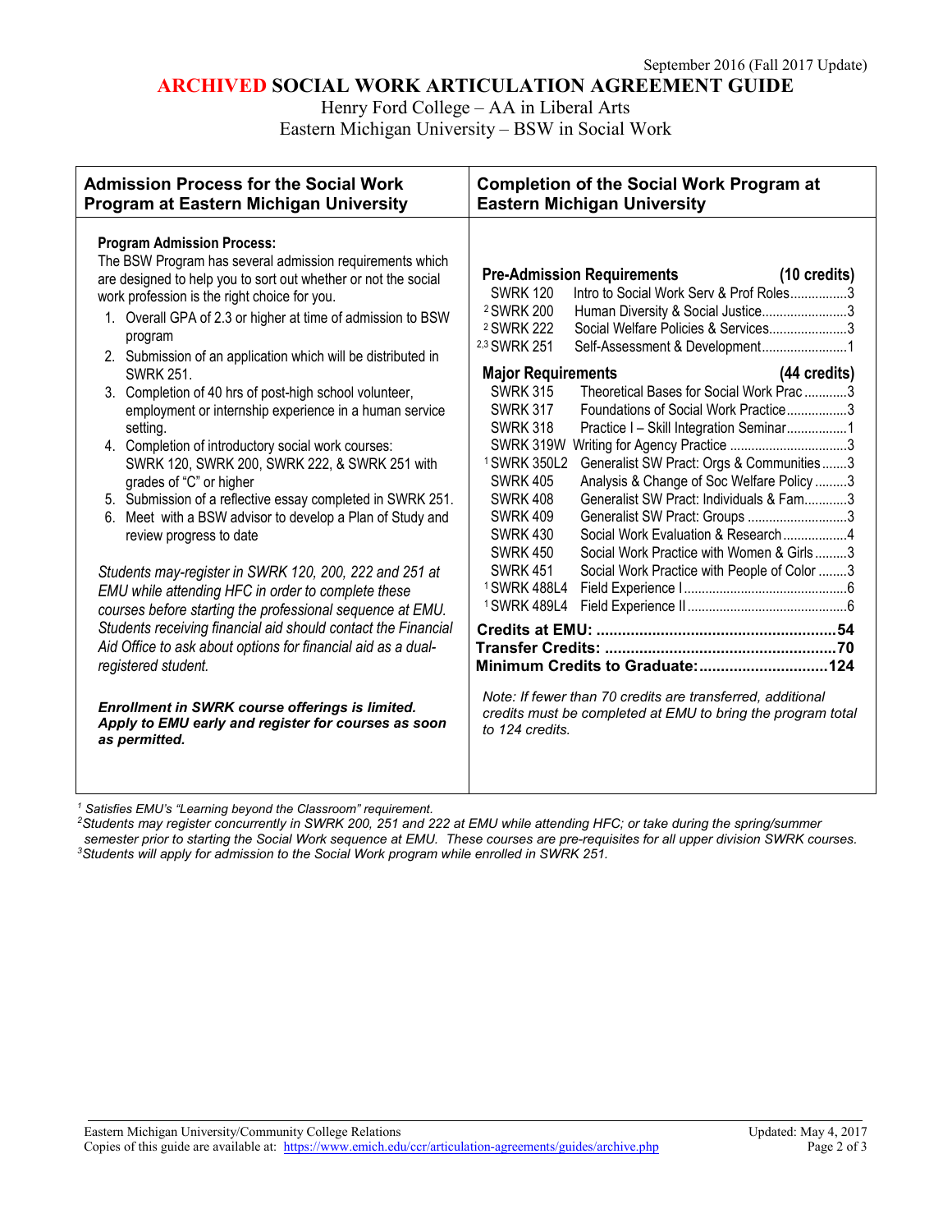September 2016 (Fall 2017 Update)

# ARCHIVED SOCIAL WORK ARTICULATION AGREEMENT GUIDE

Henry Ford College – AA in Liberal Arts
Eastern Michigan University – BSW in Social Work

## Admission Process for the Social Work Program at Eastern Michigan University

**Program Admission Process:**
The BSW Program has several admission requirements which are designed to help you to sort out whether or not the social work profession is the right choice for you.

1. Overall GPA of 2.3 or higher at time of admission to BSW program
2. Submission of an application which will be distributed in SWRK 251.
3. Completion of 40 hrs of post-high school volunteer, employment or internship experience in a human service setting.
4. Completion of introductory social work courses: SWRK 120, SWRK 200, SWRK 222, & SWRK 251 with grades of "C" or higher
5. Submission of a reflective essay completed in SWRK 251.
6. Meet with a BSW advisor to develop a Plan of Study and review progress to date

*Students may-register in SWRK 120, 200, 222 and 251 at EMU while attending HFC in order to complete these courses before starting the professional sequence at EMU. Students receiving financial aid should contact the Financial Aid Office to ask about options for financial aid as a dual-registered student.*

***Enrollment in SWRK course offerings is limited. Apply to EMU early and register for courses as soon as permitted.***

## Completion of the Social Work Program at Eastern Michigan University

**Pre-Admission Requirements (10 credits)**

| Course | Title | Credits |
|---|---|---|
| SWRK 120 | Intro to Social Work Serv & Prof Roles | 3 |
| [2] SWRK 200 | Human Diversity & Social Justice | 3 |
| [2] SWRK 222 | Social Welfare Policies & Services | 3 |
| [2,3] SWRK 251 | Self-Assessment & Development | 1 |

**Major Requirements (44 credits)**

| Course | Title | Credits |
|---|---|---|
| SWRK 315 | Theoretical Bases for Social Work Prac | 3 |
| SWRK 317 | Foundations of Social Work Practice | 3 |
| SWRK 318 | Practice I – Skill Integration Seminar | 1 |
| SWRK 319W | Writing for Agency Practice | 3 |
| [1] SWRK 350L2 | Generalist SW Pract: Orgs & Communities | 3 |
| SWRK 405 | Analysis & Change of Soc Welfare Policy | 3 |
| SWRK 408 | Generalist SW Pract: Individuals & Fam | 3 |
| SWRK 409 | Generalist SW Pract: Groups | 3 |
| SWRK 430 | Social Work Evaluation & Research | 4 |
| SWRK 450 | Social Work Practice with Women & Girls | 3 |
| SWRK 451 | Social Work Practice with People of Color | 3 |
| [1] SWRK 488L4 | Field Experience I | 6 |
| [1] SWRK 489L4 | Field Experience II | 6 |

**Credits at EMU: 54**
**Transfer Credits: 70**
**Minimum Credits to Graduate: 124**

*Note: If fewer than 70 credits are transferred, additional credits must be completed at EMU to bring the program total to 124 credits.*

[1] *Satisfies EMU's "Learning beyond the Classroom" requirement.*
[2] *Students may register concurrently in SWRK 200, 251 and 222 at EMU while attending HFC; or take during the spring/summer semester prior to starting the Social Work sequence at EMU. These courses are pre-requisites for all upper division SWRK courses.*
[3] *Students will apply for admission to the Social Work program while enrolled in SWRK 251.*

Eastern Michigan University/Community College Relations
Copies of this guide are available at: https://www.emich.edu/ccr/articulation-agreements/guides/archive.php
Updated: May 4, 2017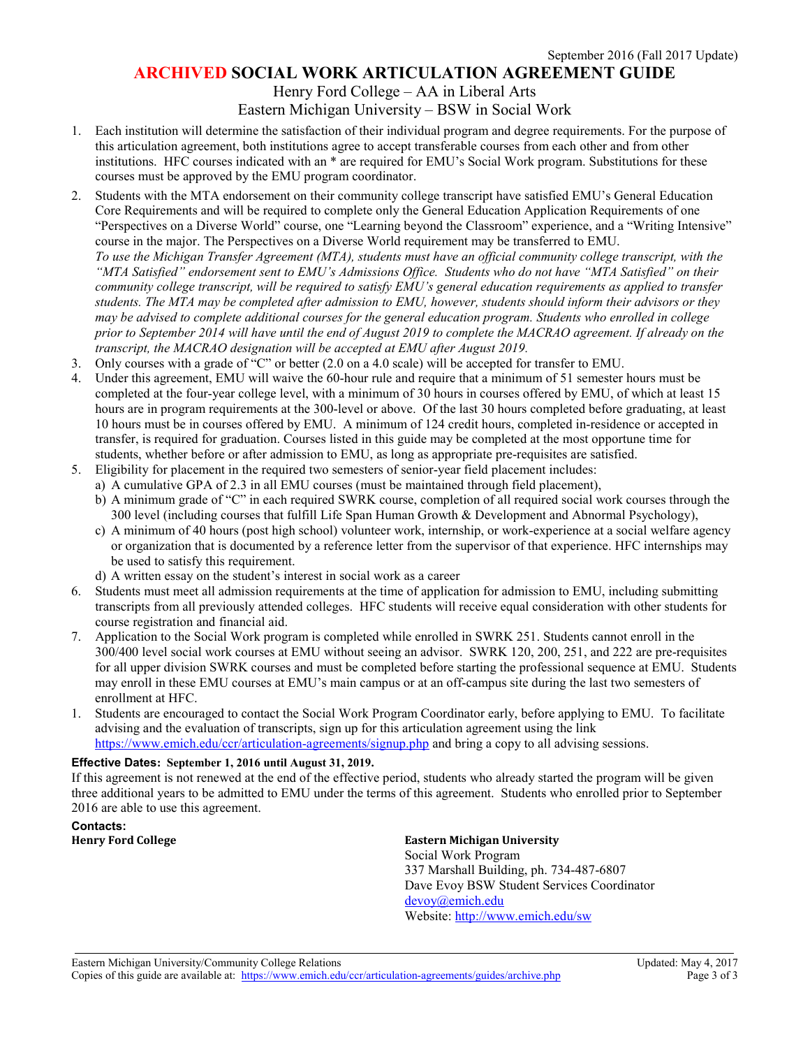September 2016 (Fall 2017 Update)

# ARCHIVED SOCIAL WORK ARTICULATION AGREEMENT GUIDE

Henry Ford College – AA in Liberal Arts
Eastern Michigan University – BSW in Social Work

1. Each institution will determine the satisfaction of their individual program and degree requirements. For the purpose of this articulation agreement, both institutions agree to accept transferable courses from each other and from other institutions. HFC courses indicated with an * are required for EMU's Social Work program. Substitutions for these courses must be approved by the EMU program coordinator.
2. Students with the MTA endorsement on their community college transcript have satisfied EMU's General Education Core Requirements and will be required to complete only the General Education Application Requirements of one "Perspectives on a Diverse World" course, one "Learning beyond the Classroom" experience, and a "Writing Intensive" course in the major. The Perspectives on a Diverse World requirement may be transferred to EMU.
   *To use the Michigan Transfer Agreement (MTA), students must have an official community college transcript, with the "MTA Satisfied" endorsement sent to EMU's Admissions Office. Students who do not have "MTA Satisfied" on their community college transcript, will be required to satisfy EMU's general education requirements as applied to transfer students. The MTA may be completed after admission to EMU, however, students should inform their advisors or they may be advised to complete additional courses for the general education program. Students who enrolled in college prior to September 2014 will have until the end of August 2019 to complete the MACRAO agreement. If already on the transcript, the MACRAO designation will be accepted at EMU after August 2019.*
3. Only courses with a grade of "C" or better (2.0 on a 4.0 scale) will be accepted for transfer to EMU.
4. Under this agreement, EMU will waive the 60-hour rule and require that a minimum of 51 semester hours must be completed at the four-year college level, with a minimum of 30 hours in courses offered by EMU, of which at least 15 hours are in program requirements at the 300-level or above. Of the last 30 hours completed before graduating, at least 10 hours must be in courses offered by EMU. A minimum of 124 credit hours, completed in-residence or accepted in transfer, is required for graduation. Courses listed in this guide may be completed at the most opportune time for students, whether before or after admission to EMU, as long as appropriate pre-requisites are satisfied.
5. Eligibility for placement in the required two semesters of senior-year field placement includes:
   a) A cumulative GPA of 2.3 in all EMU courses (must be maintained through field placement),
   b) A minimum grade of "C" in each required SWRK course, completion of all required social work courses through the 300 level (including courses that fulfill Life Span Human Growth & Development and Abnormal Psychology),
   c) A minimum of 40 hours (post high school) volunteer work, internship, or work-experience at a social welfare agency or organization that is documented by a reference letter from the supervisor of that experience. HFC internships may be used to satisfy this requirement.
   d) A written essay on the student's interest in social work as a career
6. Students must meet all admission requirements at the time of application for admission to EMU, including submitting transcripts from all previously attended colleges. HFC students will receive equal consideration with other students for course registration and financial aid.
7. Application to the Social Work program is completed while enrolled in SWRK 251. Students cannot enroll in the 300/400 level social work courses at EMU without seeing an advisor. SWRK 120, 200, 251, and 222 are pre-requisites for all upper division SWRK courses and must be completed before starting the professional sequence at EMU. Students may enroll in these EMU courses at EMU's main campus or at an off-campus site during the last two semesters of enrollment at HFC.
1. Students are encouraged to contact the Social Work Program Coordinator early, before applying to EMU. To facilitate advising and the evaluation of transcripts, sign up for this articulation agreement using the link https://www.emich.edu/ccr/articulation-agreements/signup.php and bring a copy to all advising sessions.

**Effective Dates: September 1, 2016 until August 31, 2019.**

If this agreement is not renewed at the end of the effective period, students who already started the program will be given three additional years to be admitted to EMU under the terms of this agreement. Students who enrolled prior to September 2016 are able to use this agreement.

**Contacts:**

**Henry Ford College**

**Eastern Michigan University**
Social Work Program
337 Marshall Building, ph. 734-487-6807
Dave Evoy BSW Student Services Coordinator
devoy@emich.edu
Website: http://www.emich.edu/sw

Eastern Michigan University/Community College Relations
Copies of this guide are available at: https://www.emich.edu/ccr/articulation-agreements/guides/archive.php

Updated: May 4, 2017